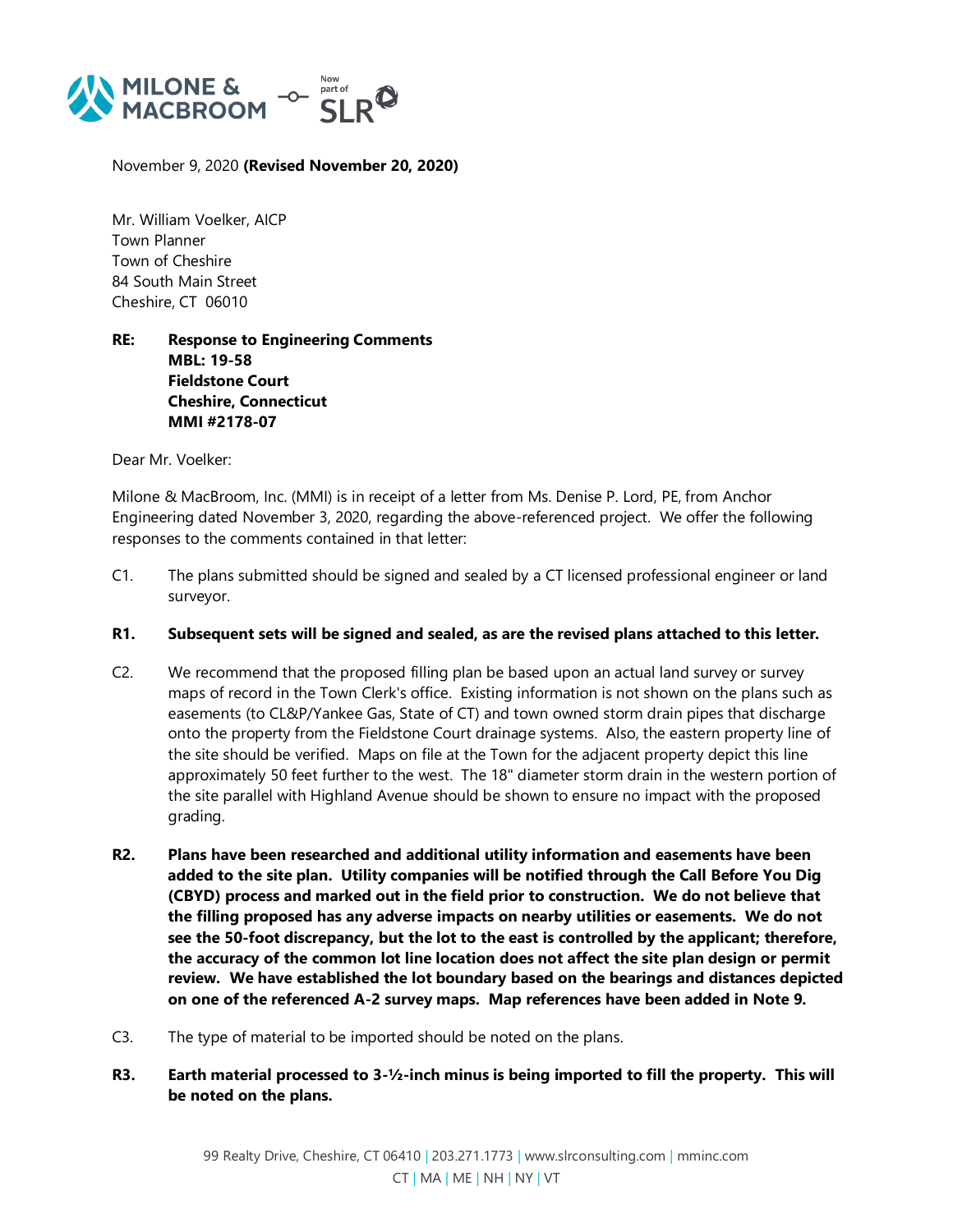November 9, 2020 **(Revised November 20, 2020)**

Mr. William Voelker, AICP
Town Planner
Town of Cheshire
84 South Main Street
Cheshire, CT 06010

**RE: Response to Engineering Comments**
**MBL: 19-58**
**Fieldstone Court**
**Cheshire, Connecticut**
**MMI #2178-07**

Dear Mr. Voelker:

Milone & MacBroom, Inc. (MMI) is in receipt of a letter from Ms. Denise P. Lord, PE, from Anchor Engineering dated November 3, 2020, regarding the above-referenced project. We offer the following responses to the comments contained in that letter:

C1. The plans submitted should be signed and sealed by a CT licensed professional engineer or land surveyor.

**R1. Subsequent sets will be signed and sealed, as are the revised plans attached to this letter.**

C2. We recommend that the proposed filling plan be based upon an actual land survey or survey maps of record in the Town Clerk's office. Existing information is not shown on the plans such as easements (to CL&P/Yankee Gas, State of CT) and town owned storm drain pipes that discharge onto the property from the Fieldstone Court drainage systems. Also, the eastern property line of the site should be verified. Maps on file at the Town for the adjacent property depict this line approximately 50 feet further to the west. The 18" diameter storm drain in the western portion of the site parallel with Highland Avenue should be shown to ensure no impact with the proposed grading.

**R2. Plans have been researched and additional utility information and easements have been added to the site plan. Utility companies will be notified through the Call Before You Dig (CBYD) process and marked out in the field prior to construction. We do not believe that the filling proposed has any adverse impacts on nearby utilities or easements. We do not see the 50-foot discrepancy, but the lot to the east is controlled by the applicant; therefore, the accuracy of the common lot line location does not affect the site plan design or permit review. We have established the lot boundary based on the bearings and distances depicted on one of the referenced A-2 survey maps. Map references have been added in Note 9.**

C3. The type of material to be imported should be noted on the plans.

**R3. Earth material processed to 3-½-inch minus is being imported to fill the property. This will be noted on the plans.**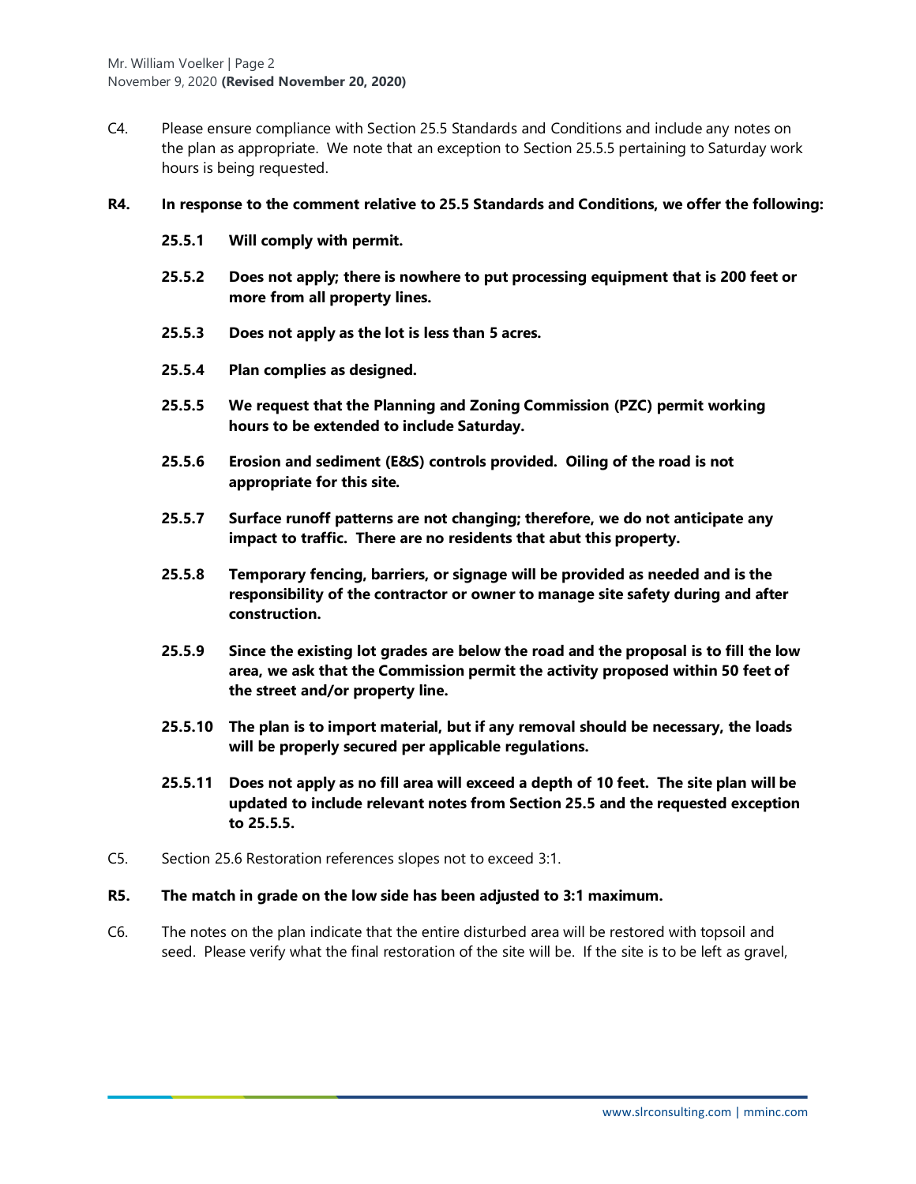C4. Please ensure compliance with Section 25.5 Standards and Conditions and include any notes on the plan as appropriate. We note that an exception to Section 25.5.5 pertaining to Saturday work hours is being requested.

**R4. In response to the comment relative to 25.5 Standards and Conditions, we offer the following:**

**25.5.1 Will comply with permit.**

**25.5.2 Does not apply; there is nowhere to put processing equipment that is 200 feet or more from all property lines.**

**25.5.3 Does not apply as the lot is less than 5 acres.**

**25.5.4 Plan complies as designed.**

**25.5.5 We request that the Planning and Zoning Commission (PZC) permit working hours to be extended to include Saturday.**

**25.5.6 Erosion and sediment (E&S) controls provided. Oiling of the road is not appropriate for this site.**

**25.5.7 Surface runoff patterns are not changing; therefore, we do not anticipate any impact to traffic. There are no residents that abut this property.**

**25.5.8 Temporary fencing, barriers, or signage will be provided as needed and is the responsibility of the contractor or owner to manage site safety during and after construction.**

**25.5.9 Since the existing lot grades are below the road and the proposal is to fill the low area, we ask that the Commission permit the activity proposed within 50 feet of the street and/or property line.**

**25.5.10 The plan is to import material, but if any removal should be necessary, the loads will be properly secured per applicable regulations.**

**25.5.11 Does not apply as no fill area will exceed a depth of 10 feet. The site plan will be updated to include relevant notes from Section 25.5 and the requested exception to 25.5.5.**

C5. Section 25.6 Restoration references slopes not to exceed 3:1.

**R5. The match in grade on the low side has been adjusted to 3:1 maximum.**

C6. The notes on the plan indicate that the entire disturbed area will be restored with topsoil and seed. Please verify what the final restoration of the site will be. If the site is to be left as gravel,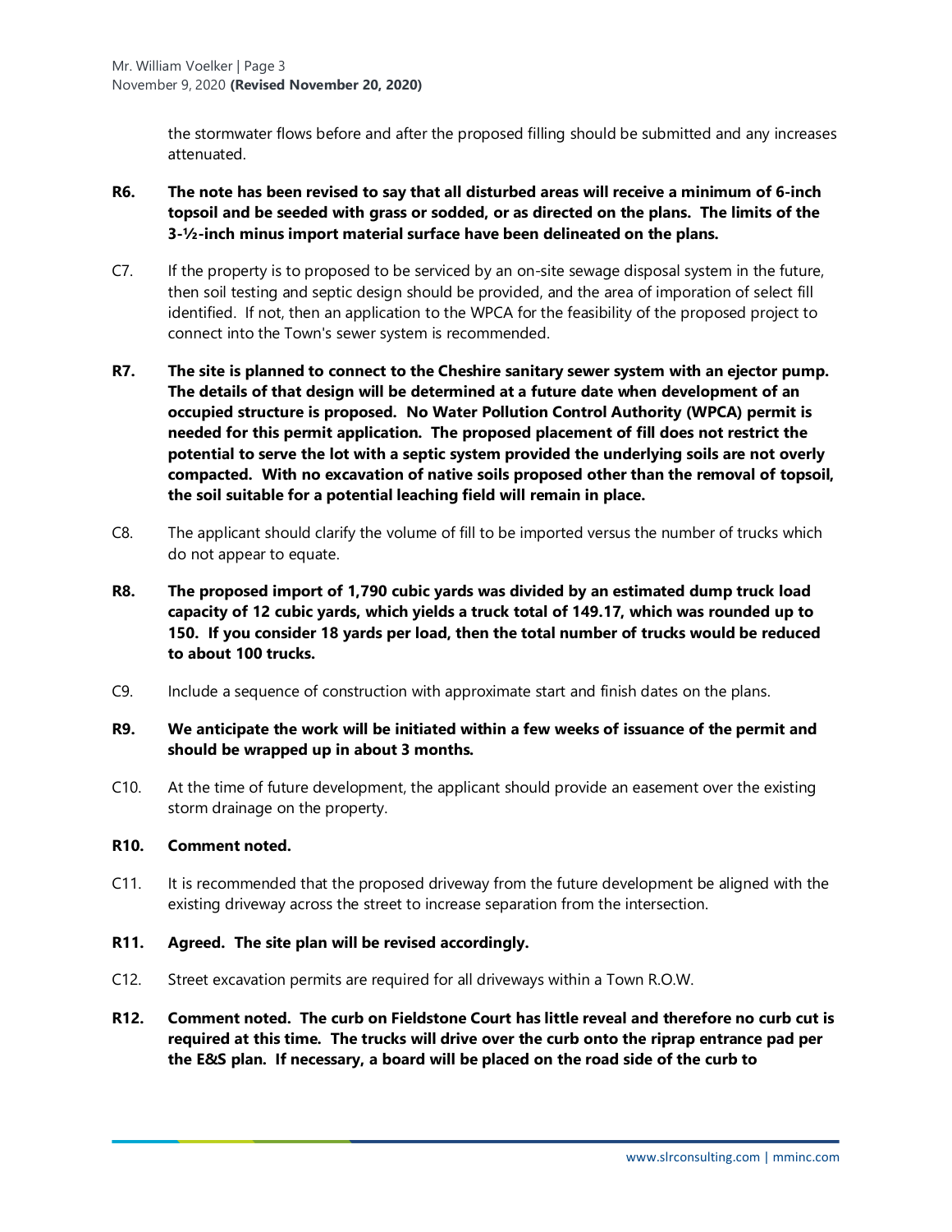the stormwater flows before and after the proposed filling should be submitted and any increases attenuated.

**R6. The note has been revised to say that all disturbed areas will receive a minimum of 6-inch topsoil and be seeded with grass or sodded, or as directed on the plans. The limits of the 3-½-inch minus import material surface have been delineated on the plans.**

C7. If the property is to proposed to be serviced by an on-site sewage disposal system in the future, then soil testing and septic design should be provided, and the area of imporation of select fill identified. If not, then an application to the WPCA for the feasibility of the proposed project to connect into the Town's sewer system is recommended.

**R7. The site is planned to connect to the Cheshire sanitary sewer system with an ejector pump. The details of that design will be determined at a future date when development of an occupied structure is proposed. No Water Pollution Control Authority (WPCA) permit is needed for this permit application. The proposed placement of fill does not restrict the potential to serve the lot with a septic system provided the underlying soils are not overly compacted. With no excavation of native soils proposed other than the removal of topsoil, the soil suitable for a potential leaching field will remain in place.**

C8. The applicant should clarify the volume of fill to be imported versus the number of trucks which do not appear to equate.

**R8. The proposed import of 1,790 cubic yards was divided by an estimated dump truck load capacity of 12 cubic yards, which yields a truck total of 149.17, which was rounded up to 150. If you consider 18 yards per load, then the total number of trucks would be reduced to about 100 trucks.**

C9. Include a sequence of construction with approximate start and finish dates on the plans.

**R9. We anticipate the work will be initiated within a few weeks of issuance of the permit and should be wrapped up in about 3 months.**

C10. At the time of future development, the applicant should provide an easement over the existing storm drainage on the property.

**R10. Comment noted.**

C11. It is recommended that the proposed driveway from the future development be aligned with the existing driveway across the street to increase separation from the intersection.

**R11. Agreed. The site plan will be revised accordingly.**

C12. Street excavation permits are required for all driveways within a Town R.O.W.

**R12. Comment noted. The curb on Fieldstone Court has little reveal and therefore no curb cut is required at this time. The trucks will drive over the curb onto the riprap entrance pad per the E&S plan. If necessary, a board will be placed on the road side of the curb to**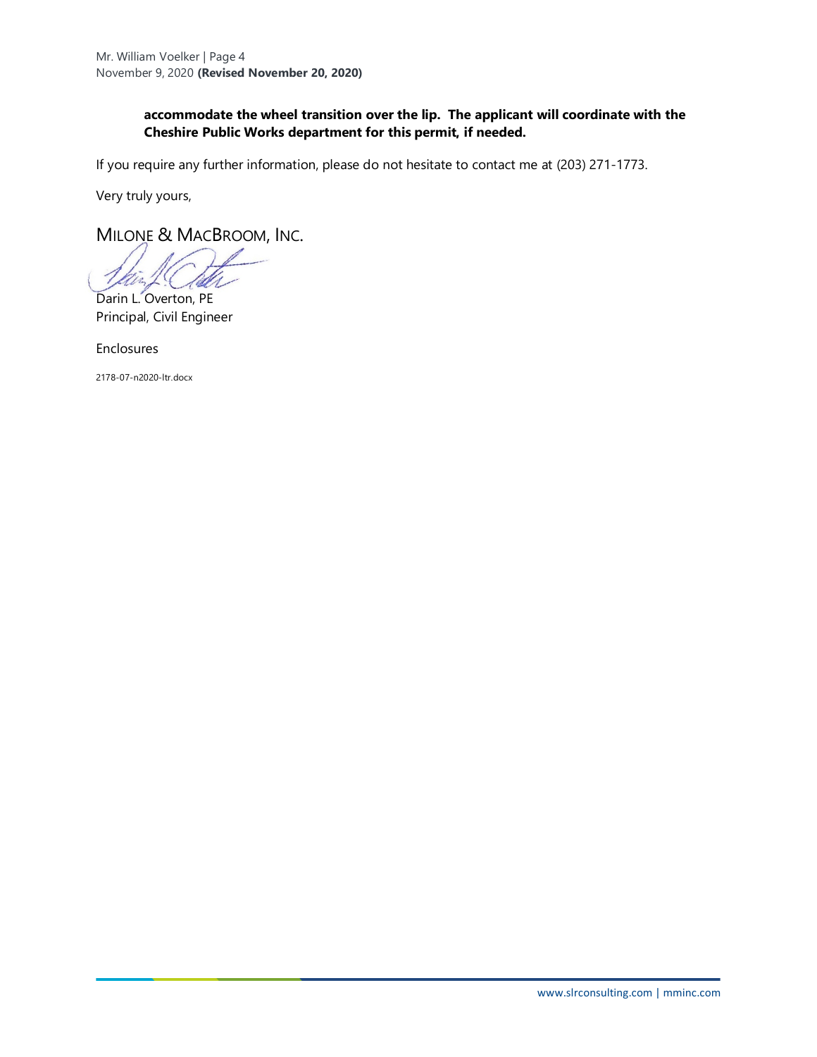**accommodate the wheel transition over the lip. The applicant will coordinate with the Cheshire Public Works department for this permit, if needed.**

If you require any further information, please do not hesitate to contact me at (203) 271-1773.

Very truly yours,

MILONE & MACBROOM, INC.

Darin L. Overton, PE
Principal, Civil Engineer

Enclosures

2178-07-n2020-ltr.docx